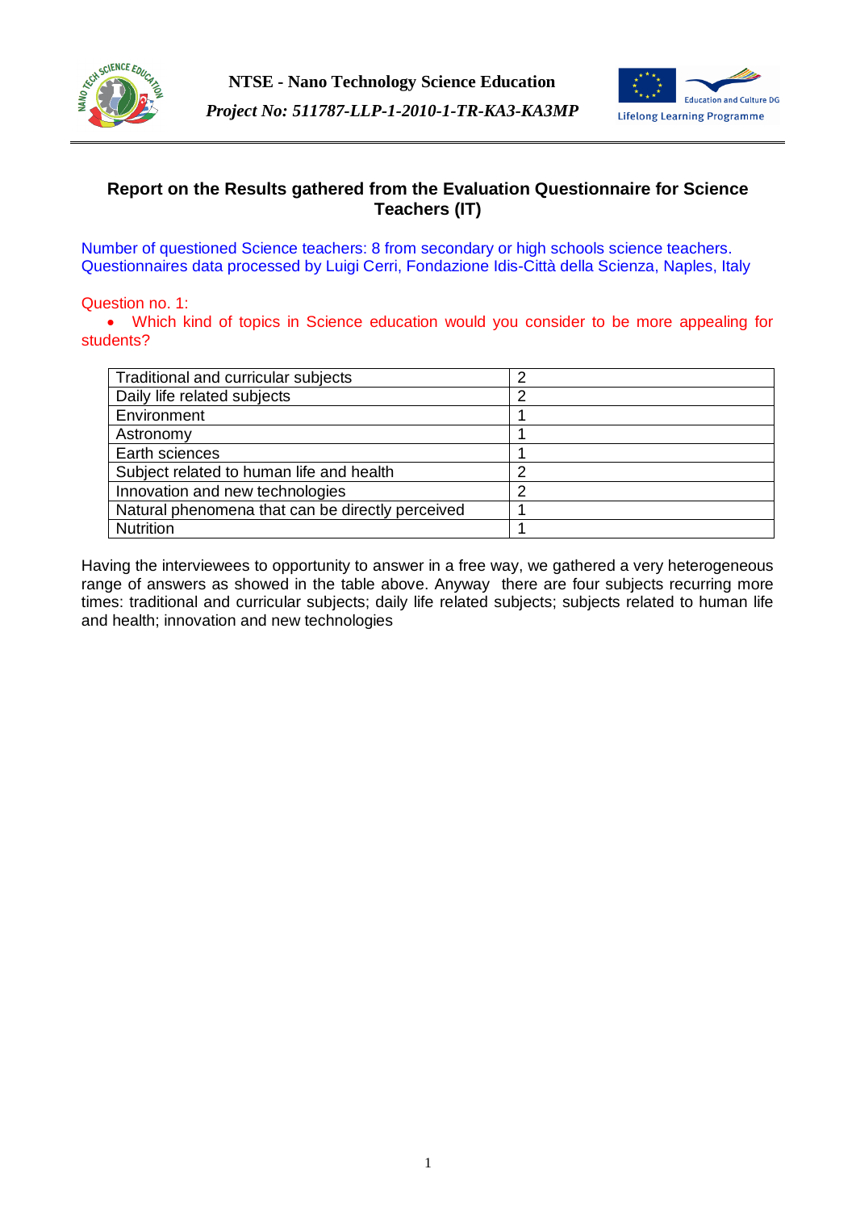**NTSE - Nano Technology Science Education**

*Project No: 511787-LLP-1-2010-1-TR-KA3-KA3MP*

## Report on the Results gathered from the Evaluation Questionnaire for Science Teachers (IT)

Number of questioned Science teachers: 8 from secondary or high schools science teachers. Questionnaires data processed by Luigi Cerri, Fondazione Idis-Città della Scienza, Naples, Italy

Question no. 1:

- Which kind of topics in Science education would you consider to be more appealing for students?

| | |
|---|---|
| Traditional and curricular subjects | 2 |
| Daily life related subjects | 2 |
| Environment | 1 |
| Astronomy | 1 |
| Earth sciences | 1 |
| Subject related to human life and health | 2 |
| Innovation and new technologies | 2 |
| Natural phenomena that can be directly perceived | 1 |
| Nutrition | 1 |

Having the interviewees to opportunity to answer in a free way, we gathered a very heterogeneous range of answers as showed in the table above. Anyway there are four subjects recurring more times: traditional and curricular subjects; daily life related subjects; subjects related to human life and health; innovation and new technologies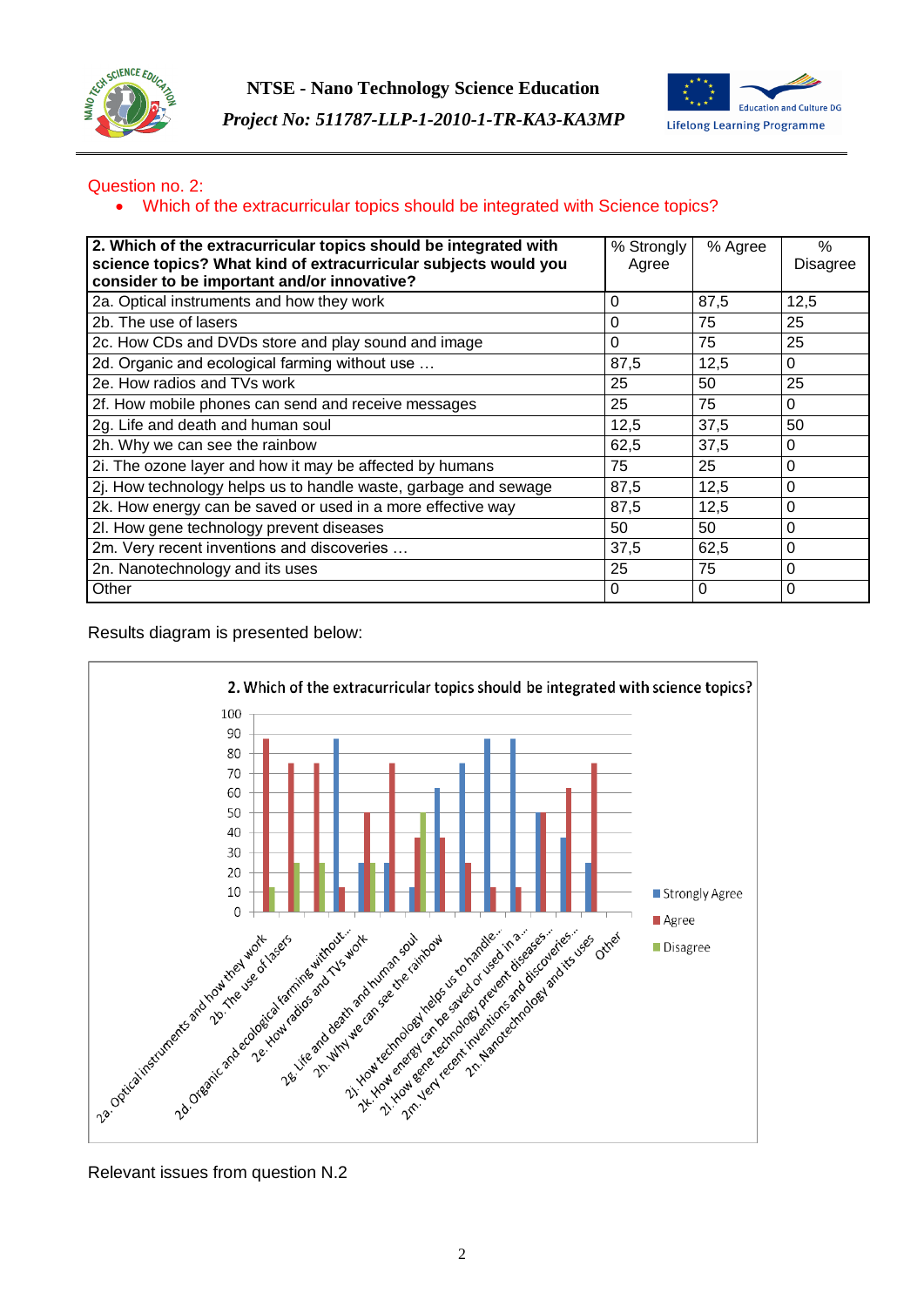Question no. 2:

- Which of the extracurricular topics should be integrated with Science topics?

| **2. Which of the extracurricular topics should be integrated with science topics? What kind of extracurricular subjects would you consider to be important and/or innovative?** | % Strongly Agree | % Agree | % Disagree |
|---|---|---|---|
| 2a. Optical instruments and how they work | 0 | 87,5 | 12,5 |
| 2b. The use of lasers | 0 | 75 | 25 |
| 2c. How CDs and DVDs store and play sound and image | 0 | 75 | 25 |
| 2d. Organic and ecological farming without use … | 87,5 | 12,5 | 0 |
| 2e. How radios and TVs work | 25 | 50 | 25 |
| 2f. How mobile phones can send and receive messages | 25 | 75 | 0 |
| 2g. Life and death and human soul | 12,5 | 37,5 | 50 |
| 2h. Why we can see the rainbow | 62,5 | 37,5 | 0 |
| 2i. The ozone layer and how it may be affected by humans | 75 | 25 | 0 |
| 2j. How technology helps us to handle waste, garbage and sewage | 87,5 | 12,5 | 0 |
| 2k. How energy can be saved or used in a more effective way | 87,5 | 12,5 | 0 |
| 2l. How gene technology prevent diseases | 50 | 50 | 0 |
| 2m. Very recent inventions and discoveries … | 37,5 | 62,5 | 0 |
| 2n. Nanotechnology and its uses | 25 | 75 | 0 |
| Other | 0 | 0 | 0 |

Results diagram is presented below:

2. Which of the extracurricular topics should be integrated with science topics?

Relevant issues from question N.2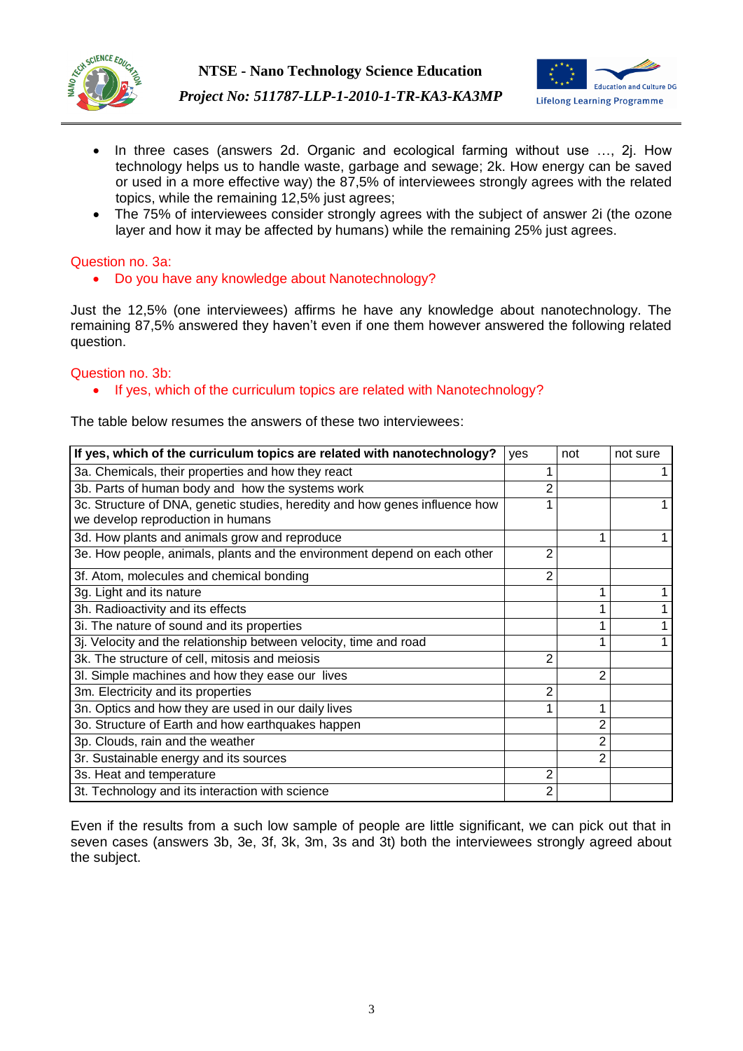- In three cases (answers 2d. Organic and ecological farming without use …, 2j. How technology helps us to handle waste, garbage and sewage; 2k. How energy can be saved or used in a more effective way) the 87,5% of interviewees strongly agrees with the related topics, while the remaining 12,5% just agrees;
- The 75% of interviewees consider strongly agrees with the subject of answer 2i (the ozone layer and how it may be affected by humans) while the remaining 25% just agrees.

Question no. 3a:

- Do you have any knowledge about Nanotechnology?

Just the 12,5% (one interviewees) affirms he have any knowledge about nanotechnology. The remaining 87,5% answered they haven't even if one them however answered the following related question.

Question no. 3b:

- If yes, which of the curriculum topics are related with Nanotechnology?

The table below resumes the answers of these two interviewees:

| If yes, which of the curriculum topics are related with nanotechnology? | yes | not | not sure |
|---|---|---|---|
| 3a. Chemicals, their properties and how they react | 1 | | 1 |
| 3b. Parts of human body and how the systems work | 2 | | |
| 3c. Structure of DNA, genetic studies, heredity and how genes influence how we develop reproduction in humans | 1 | | 1 |
| 3d. How plants and animals grow and reproduce | | 1 | 1 |
| 3e. How people, animals, plants and the environment depend on each other | 2 | | |
| 3f. Atom, molecules and chemical bonding | 2 | | |
| 3g. Light and its nature | | 1 | 1 |
| 3h. Radioactivity and its effects | | 1 | 1 |
| 3i. The nature of sound and its properties | | 1 | 1 |
| 3j. Velocity and the relationship between velocity, time and road | | 1 | 1 |
| 3k. The structure of cell, mitosis and meiosis | 2 | | |
| 3l. Simple machines and how they ease our lives | | 2 | |
| 3m. Electricity and its properties | 2 | | |
| 3n. Optics and how they are used in our daily lives | 1 | 1 | |
| 3o. Structure of Earth and how earthquakes happen | | 2 | |
| 3p. Clouds, rain and the weather | | 2 | |
| 3r. Sustainable energy and its sources | | 2 | |
| 3s. Heat and temperature | 2 | | |
| 3t. Technology and its interaction with science | 2 | | |

Even if the results from a such low sample of people are little significant, we can pick out that in seven cases (answers 3b, 3e, 3f, 3k, 3m, 3s and 3t) both the interviewees strongly agreed about the subject.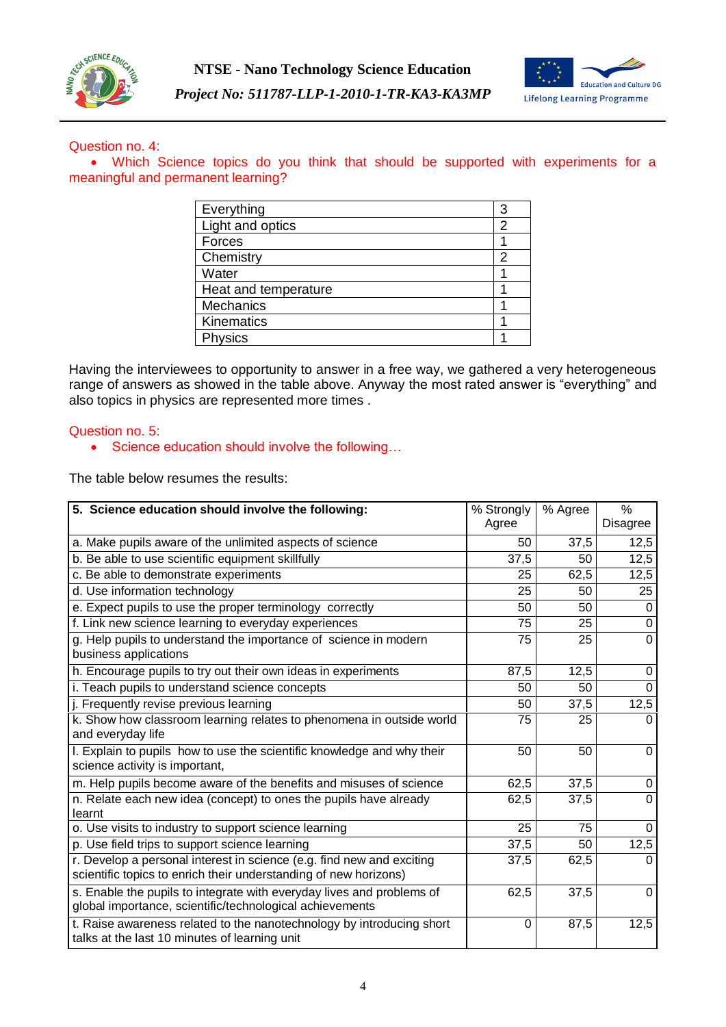Question no. 4:

- Which Science topics do you think that should be supported with experiments for a meaningful and permanent learning?

| | |
|---|---|
| Everything | 3 |
| Light and optics | 2 |
| Forces | 1 |
| Chemistry | 2 |
| Water | 1 |
| Heat and temperature | 1 |
| Mechanics | 1 |
| Kinematics | 1 |
| Physics | 1 |

Having the interviewees to opportunity to answer in a free way, we gathered a very heterogeneous range of answers as showed in the table above. Anyway the most rated answer is “everything” and also topics in physics are represented more times .

Question no. 5:

- Science education should involve the following…

The table below resumes the results:

| 5. Science education should involve the following: | % Strongly Agree | % Agree | % Disagree |
|---|---|---|---|
| a. Make pupils aware of the unlimited aspects of science | 50 | 37,5 | 12,5 |
| b. Be able to use scientific equipment skillfully | 37,5 | 50 | 12,5 |
| c. Be able to demonstrate experiments | 25 | 62,5 | 12,5 |
| d. Use information technology | 25 | 50 | 25 |
| e. Expect pupils to use the proper terminology correctly | 50 | 50 | 0 |
| f. Link new science learning to everyday experiences | 75 | 25 | 0 |
| g. Help pupils to understand the importance of science in modern business applications | 75 | 25 | 0 |
| h. Encourage pupils to try out their own ideas in experiments | 87,5 | 12,5 | 0 |
| i. Teach pupils to understand science concepts | 50 | 50 | 0 |
| j. Frequently revise previous learning | 50 | 37,5 | 12,5 |
| k. Show how classroom learning relates to phenomena in outside world and everyday life | 75 | 25 | 0 |
| l. Explain to pupils how to use the scientific knowledge and why their science activity is important, | 50 | 50 | 0 |
| m. Help pupils become aware of the benefits and misuses of science | 62,5 | 37,5 | 0 |
| n. Relate each new idea (concept) to ones the pupils have already learnt | 62,5 | 37,5 | 0 |
| o. Use visits to industry to support science learning | 25 | 75 | 0 |
| p. Use field trips to support science learning | 37,5 | 50 | 12,5 |
| r. Develop a personal interest in science (e.g. find new and exciting scientific topics to enrich their understanding of new horizons) | 37,5 | 62,5 | 0 |
| s. Enable the pupils to integrate with everyday lives and problems of global importance, scientific/technological achievements | 62,5 | 37,5 | 0 |
| t. Raise awareness related to the nanotechnology by introducing short talks at the last 10 minutes of learning unit | 0 | 87,5 | 12,5 |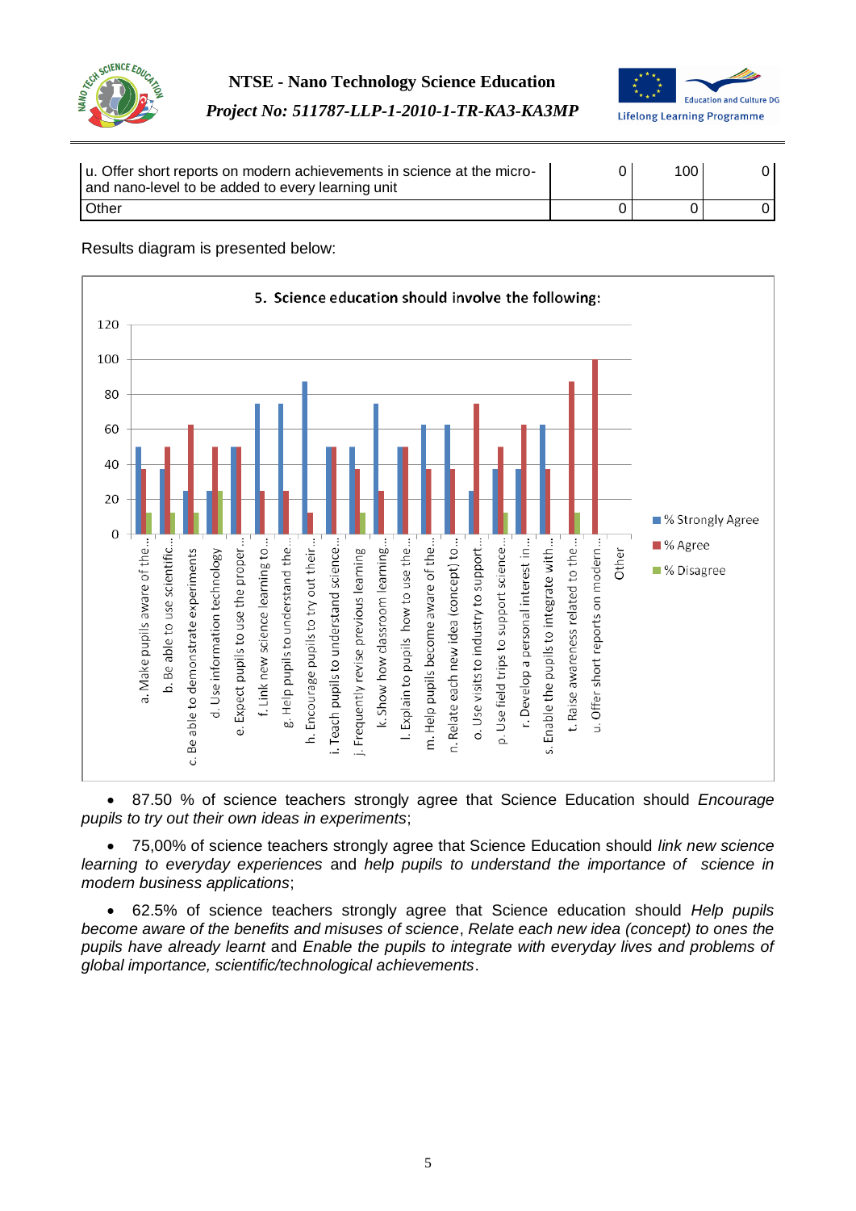| | | | |
|---|---|---|---|
| u. Offer short reports on modern achievements in science at the micro- and nano-level to be added to every learning unit | 0 | 100 | 0 |
| Other | 0 | 0 | 0 |

Results diagram is presented below:

**5. Science education should involve the following:**

| Item | % Strongly Agree | % Agree | % Disagree |
|---|---|---|---|
| a. Make pupils aware of the... | 50 | 37.5 | 12.5 |
| b. Be able to use scientific... | 37.5 | 50 | 12.5 |
| c. Be able to demonstrate experiments | 25 | 62.5 | 12.5 |
| d. Use information technology | 25 | 50 | 25 |
| e. Expect pupils to use the proper... | 50 | 50 | 0 |
| f. Link new science learning to... | 75 | 25 | 0 |
| g. Help pupils to understand the... | 75 | 25 | 0 |
| h. Encourage pupils to try out their... | 87.5 | 12.5 | 0 |
| i. Teach pupils to understand science... | 50 | 50 | 0 |
| j. Frequently revise previous learning | 50 | 37.5 | 12.5 |
| k. Show how classroom learning... | 75 | 25 | 0 |
| l. Explain to pupils how to use the... | 50 | 50 | 0 |
| m. Help pupils become aware of the... | 62.5 | 37.5 | 0 |
| n. Relate each new idea (concept) to... | 62.5 | 37.5 | 0 |
| o. Use visits to industry to support... | 25 | 75 | 0 |
| p. Use field trips to support science... | 37.5 | 50 | 12.5 |
| r. Develop a personal interest in... | 37.5 | 62.5 | 0 |
| s. Enable the pupils to integrate with... | 62.5 | 37.5 | 0 |
| t. Raise awareness related to the... | 0 | 87.5 | 12.5 |
| u. Offer short reports on modern... | 0 | 100 | 0 |
| Other | 0 | 0 | 0 |

- 87.50 % of science teachers strongly agree that Science Education should *Encourage pupils to try out their own ideas in experiments*;

- 75,00% of science teachers strongly agree that Science Education should *link new science learning to everyday experiences* and *help pupils to understand the importance of science in modern business applications*;

- 62.5% of science teachers strongly agree that Science education should *Help pupils become aware of the benefits and misuses of science*, *Relate each new idea (concept) to ones the pupils have already learnt* and *Enable the pupils to integrate with everyday lives and problems of global importance, scientific/technological achievements*.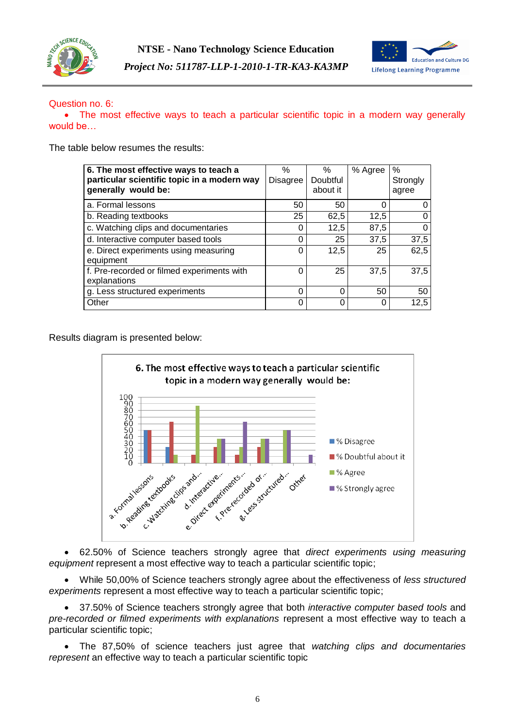Question no. 6:

- The most effective ways to teach a particular scientific topic in a modern way generally would be…

The table below resumes the results:

| 6. The most effective ways to teach a particular scientific topic in a modern way generally would be: | % Disagree | % Doubtful about it | % Agree | % Strongly agree |
|---|---|---|---|---|
| a. Formal lessons | 50 | 50 | 0 | 0 |
| b. Reading textbooks | 25 | 62,5 | 12,5 | 0 |
| c. Watching clips and documentaries | 0 | 12,5 | 87,5 | 0 |
| d. Interactive computer based tools | 0 | 25 | 37,5 | 37,5 |
| e. Direct experiments using measuring equipment | 0 | 12,5 | 25 | 62,5 |
| f. Pre-recorded or filmed experiments with explanations | 0 | 25 | 37,5 | 37,5 |
| g. Less structured experiments | 0 | 0 | 50 | 50 |
| Other | 0 | 0 | 0 | 12,5 |

Results diagram is presented below:

- 62.50% of Science teachers strongly agree that *direct experiments using measuring equipment* represent a most effective way to teach a particular scientific topic;

- While 50,00% of Science teachers strongly agree about the effectiveness of *less structured experiments* represent a most effective way to teach a particular scientific topic;

- 37.50% of Science teachers strongly agree that both *interactive computer based tools* and *pre-recorded or filmed experiments with explanations* represent a most effective way to teach a particular scientific topic;

- The 87,50% of science teachers just agree that *watching clips and documentaries represent* an effective way to teach a particular scientific topic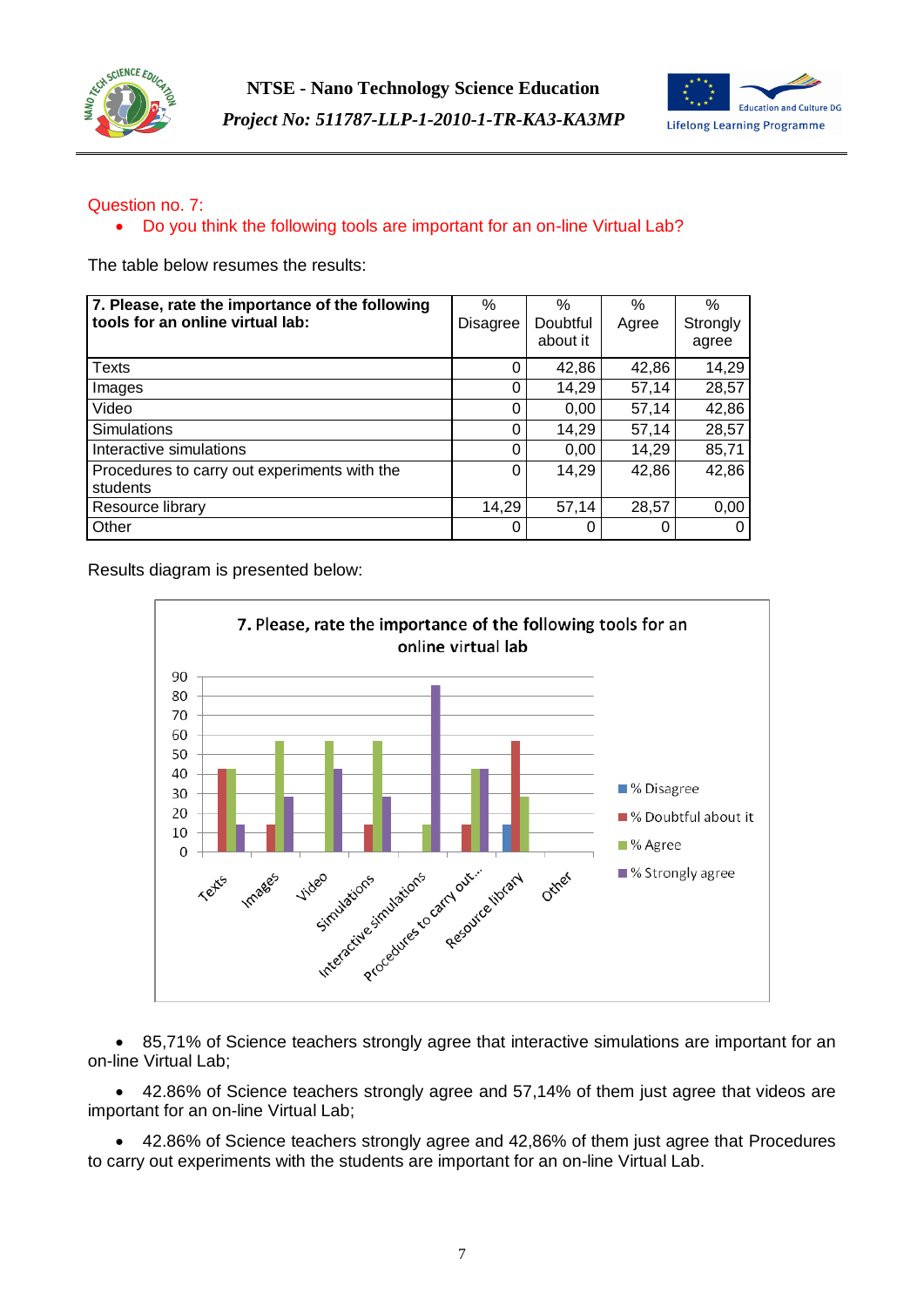Question no. 7:

- Do you think the following tools are important for an on-line Virtual Lab?

The table below resumes the results:

| **7. Please, rate the importance of the following tools for an online virtual lab:** | % Disagree | % Doubtful about it | % Agree | % Strongly agree |
|---|---|---|---|---|
| Texts | 0 | 42,86 | 42,86 | 14,29 |
| Images | 0 | 14,29 | 57,14 | 28,57 |
| Video | 0 | 0,00 | 57,14 | 42,86 |
| Simulations | 0 | 14,29 | 57,14 | 28,57 |
| Interactive simulations | 0 | 0,00 | 14,29 | 85,71 |
| Procedures to carry out experiments with the students | 0 | 14,29 | 42,86 | 42,86 |
| Resource library | 14,29 | 57,14 | 28,57 | 0,00 |
| Other | 0 | 0 | 0 | 0 |

Results diagram is presented below:

- 85,71% of Science teachers strongly agree that interactive simulations are important for an on-line Virtual Lab;

- 42.86% of Science teachers strongly agree and 57,14% of them just agree that videos are important for an on-line Virtual Lab;

- 42.86% of Science teachers strongly agree and 42,86% of them just agree that Procedures to carry out experiments with the students are important for an on-line Virtual Lab.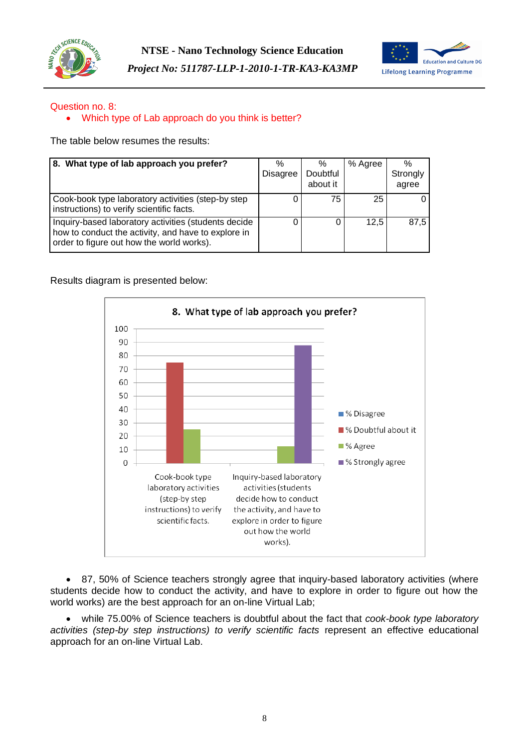Question no. 8:

- Which type of Lab approach do you think is better?

The table below resumes the results:

| 8. What type of lab approach you prefer? | % Disagree | % Doubtful about it | % Agree | % Strongly agree |
|---|---|---|---|---|
| Cook-book type laboratory activities (step-by step instructions) to verify scientific facts. | 0 | 75 | 25 | 0 |
| Inquiry-based laboratory activities (students decide how to conduct the activity, and have to explore in order to figure out how the world works). | 0 | 0 | 12,5 | 87,5 |

Results diagram is presented below:

- 87, 50% of Science teachers strongly agree that inquiry-based laboratory activities (where students decide how to conduct the activity, and have to explore in order to figure out how the world works) are the best approach for an on-line Virtual Lab;

- while 75.00% of Science teachers is doubtful about the fact that *cook-book type laboratory activities (step-by step instructions) to verify scientific facts* represent an effective educational approach for an on-line Virtual Lab.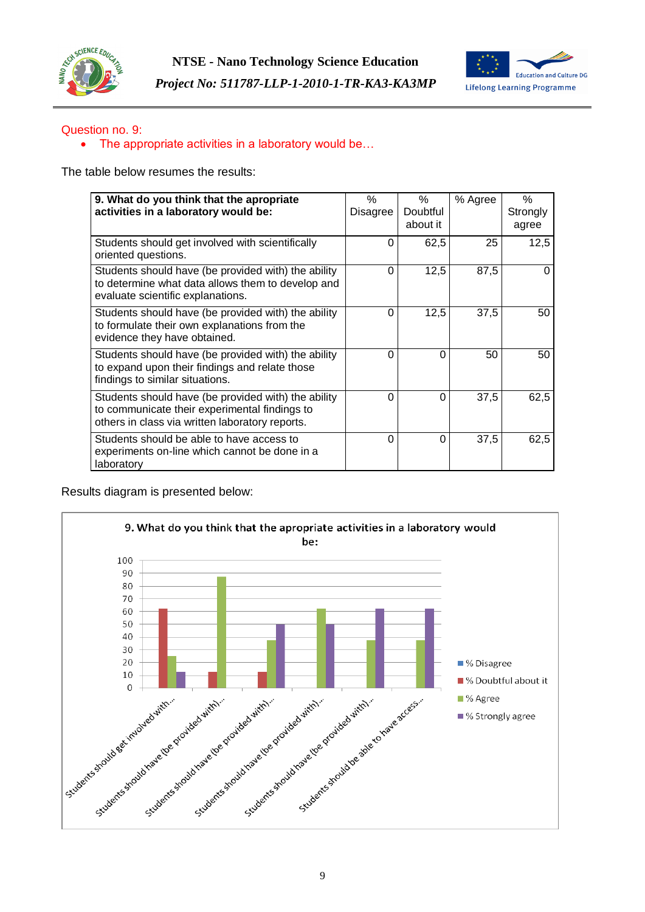Question no. 9:

- The appropriate activities in a laboratory would be…

The table below resumes the results:

| **9. What do you think that the apropriate activities in a laboratory would be:** | % Disagree | % Doubtful about it | % Agree | % Strongly agree |
|---|---|---|---|---|
| Students should get involved with scientifically oriented questions. | 0 | 62,5 | 25 | 12,5 |
| Students should have (be provided with) the ability to determine what data allows them to develop and evaluate scientific explanations. | 0 | 12,5 | 87,5 | 0 |
| Students should have (be provided with) the ability to formulate their own explanations from the evidence they have obtained. | 0 | 12,5 | 37,5 | 50 |
| Students should have (be provided with) the ability to expand upon their findings and relate those findings to similar situations. | 0 | 0 | 50 | 50 |
| Students should have (be provided with) the ability to communicate their experimental findings to others in class via written laboratory reports. | 0 | 0 | 37,5 | 62,5 |
| Students should be able to have access to experiments on-line which cannot be done in a laboratory | 0 | 0 | 37,5 | 62,5 |

Results diagram is presented below:

**9. What do you think that the apropriate activities in a laboratory would be:**

| | % Disagree | % Doubtful about it | % Agree | % Strongly agree |
|---|---|---|---|---|
| Students should get involved with... | 0 | 62,5 | 25 | 12,5 |
| Students should have (be provided with)... | 0 | 12,5 | 87,5 | 0 |
| Students should have (be provided with)... | 0 | 12,5 | 37,5 | 50 |
| Students should have (be provided with)... | 0 | 0 | 62,5 | 50 |
| Students should have (be provided with)... | 0 | 0 | 37,5 | 62,5 |
| Students should be able to have access... | 0 | 0 | 37,5 | 62,5 |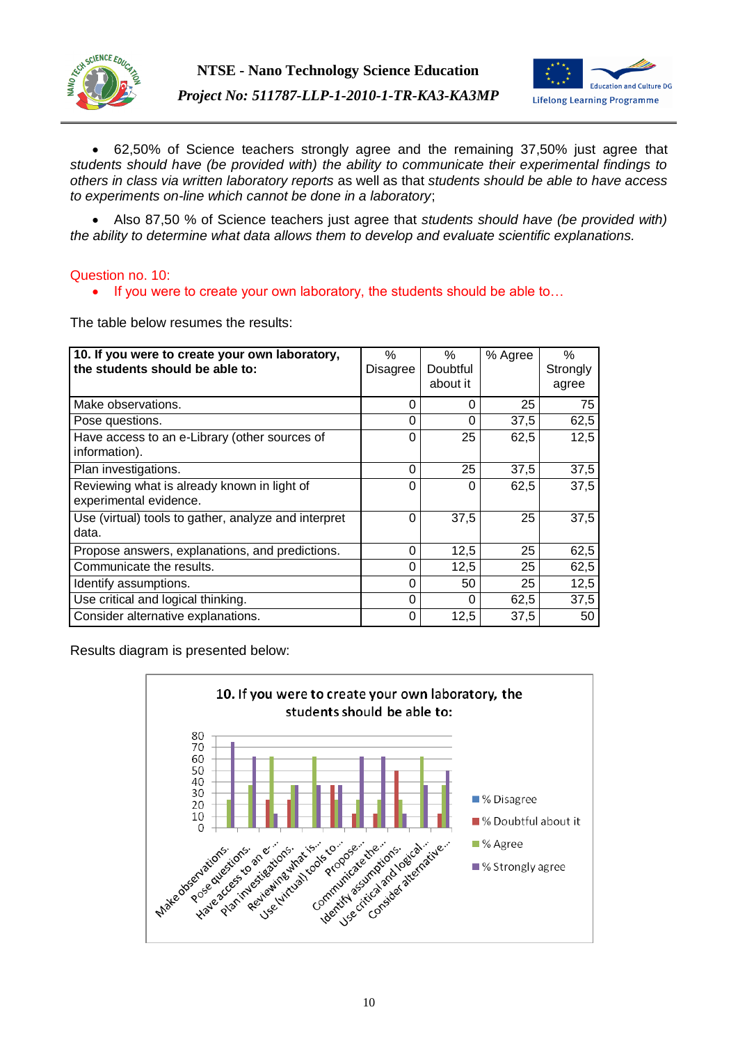- 62,50% of Science teachers strongly agree and the remaining 37,50% just agree that *students should have (be provided with) the ability to communicate their experimental findings to others in class via written laboratory reports* as well as that *students should be able to have access to experiments on-line which cannot be done in a laboratory*;

- Also 87,50 % of Science teachers just agree that *students should have (be provided with) the ability to determine what data allows them to develop and evaluate scientific explanations.*

Question no. 10:

- If you were to create your own laboratory, the students should be able to…

The table below resumes the results:

| **10. If you were to create your own laboratory, the students should be able to:** | % Disagree | % Doubtful about it | % Agree | % Strongly agree |
|---|---|---|---|---|
| Make observations. | 0 | 0 | 25 | 75 |
| Pose questions. | 0 | 0 | 37,5 | 62,5 |
| Have access to an e-Library (other sources of information). | 0 | 25 | 62,5 | 12,5 |
| Plan investigations. | 0 | 25 | 37,5 | 37,5 |
| Reviewing what is already known in light of experimental evidence. | 0 | 0 | 62,5 | 37,5 |
| Use (virtual) tools to gather, analyze and interpret data. | 0 | 37,5 | 25 | 37,5 |
| Propose answers, explanations, and predictions. | 0 | 12,5 | 25 | 62,5 |
| Communicate the results. | 0 | 12,5 | 25 | 62,5 |
| Identify assumptions. | 0 | 50 | 25 | 12,5 |
| Use critical and logical thinking. | 0 | 0 | 62,5 | 37,5 |
| Consider alternative explanations. | 0 | 12,5 | 37,5 | 50 |

Results diagram is presented below: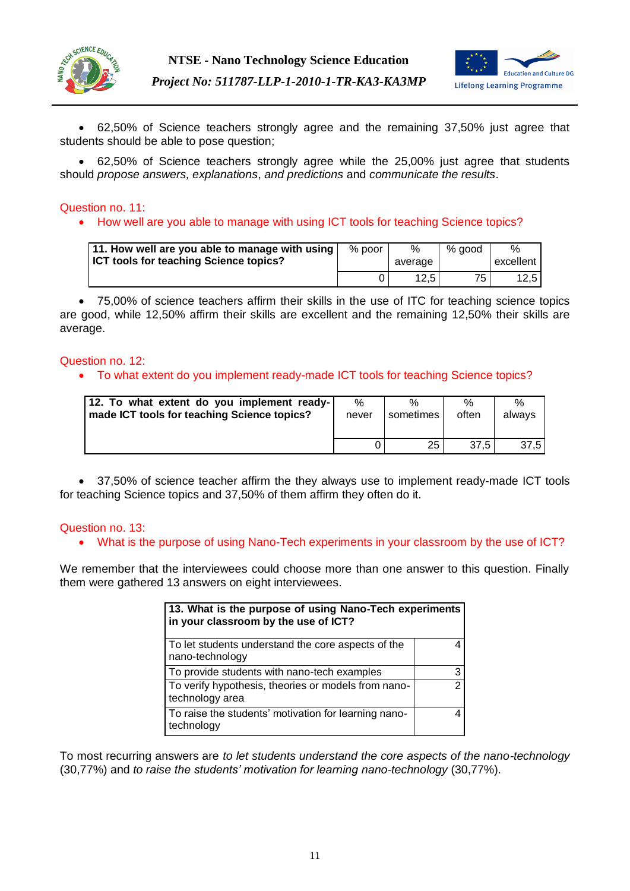- 62,50% of Science teachers strongly agree and the remaining 37,50% just agree that students should be able to pose question;

- 62,50% of Science teachers strongly agree while the 25,00% just agree that students should *propose answers, explanations*, *and predictions* and *communicate the results*.

Question no. 11:

- How well are you able to manage with using ICT tools for teaching Science topics?

| **11. How well are you able to manage with using ICT tools for teaching Science topics?** | % poor | % average | % good | % excellent |
|---|---|---|---|---|
| | 0 | 12,5 | 75 | 12,5 |

- 75,00% of science teachers affirm their skills in the use of ITC for teaching science topics are good, while 12,50% affirm their skills are excellent and the remaining 12,50% their skills are average.

Question no. 12:

- To what extent do you implement ready-made ICT tools for teaching Science topics?

| **12. To what extent do you implement ready-made ICT tools for teaching Science topics?** | % never | % sometimes | % often | % always |
|---|---|---|---|---|
| | 0 | 25 | 37,5 | 37,5 |

- 37,50% of science teacher affirm the they always use to implement ready-made ICT tools for teaching Science topics and 37,50% of them affirm they often do it.

Question no. 13:

- What is the purpose of using Nano-Tech experiments in your classroom by the use of ICT?

We remember that the interviewees could choose more than one answer to this question. Finally them were gathered 13 answers on eight interviewees.

| **13. What is the purpose of using Nano-Tech experiments in your classroom by the use of ICT?** | |
|---|---|
| To let students understand the core aspects of the nano-technology | 4 |
| To provide students with nano-tech examples | 3 |
| To verify hypothesis, theories or models from nano-technology area | 2 |
| To raise the students' motivation for learning nano-technology | 4 |

To most recurring answers are *to let students understand the core aspects of the nano-technology* (30,77%) and *to raise the students' motivation for learning nano-technology* (30,77%).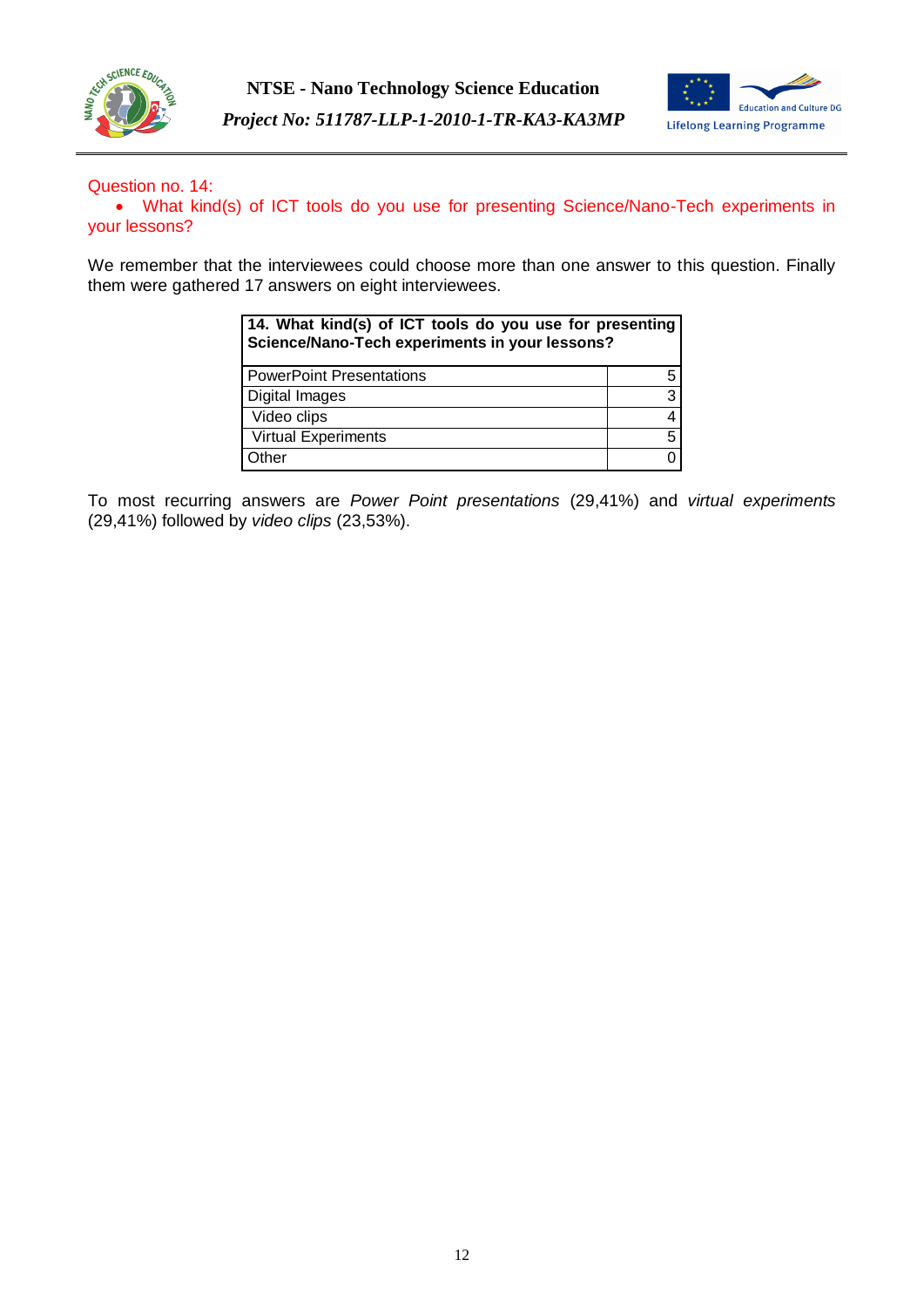Question no. 14:

- What kind(s) of ICT tools do you use for presenting Science/Nano-Tech experiments in your lessons?

We remember that the interviewees could choose more than one answer to this question. Finally them were gathered 17 answers on eight interviewees.

| **14. What kind(s) of ICT tools do you use for presenting Science/Nano-Tech experiments in your lessons?** | |
|---|---|
| PowerPoint Presentations | 5 |
| Digital Images | 3 |
| Video clips | 4 |
| Virtual Experiments | 5 |
| Other | 0 |

To most recurring answers are *Power Point presentations* (29,41%) and *virtual experiments* (29,41%) followed by *video clips* (23,53%).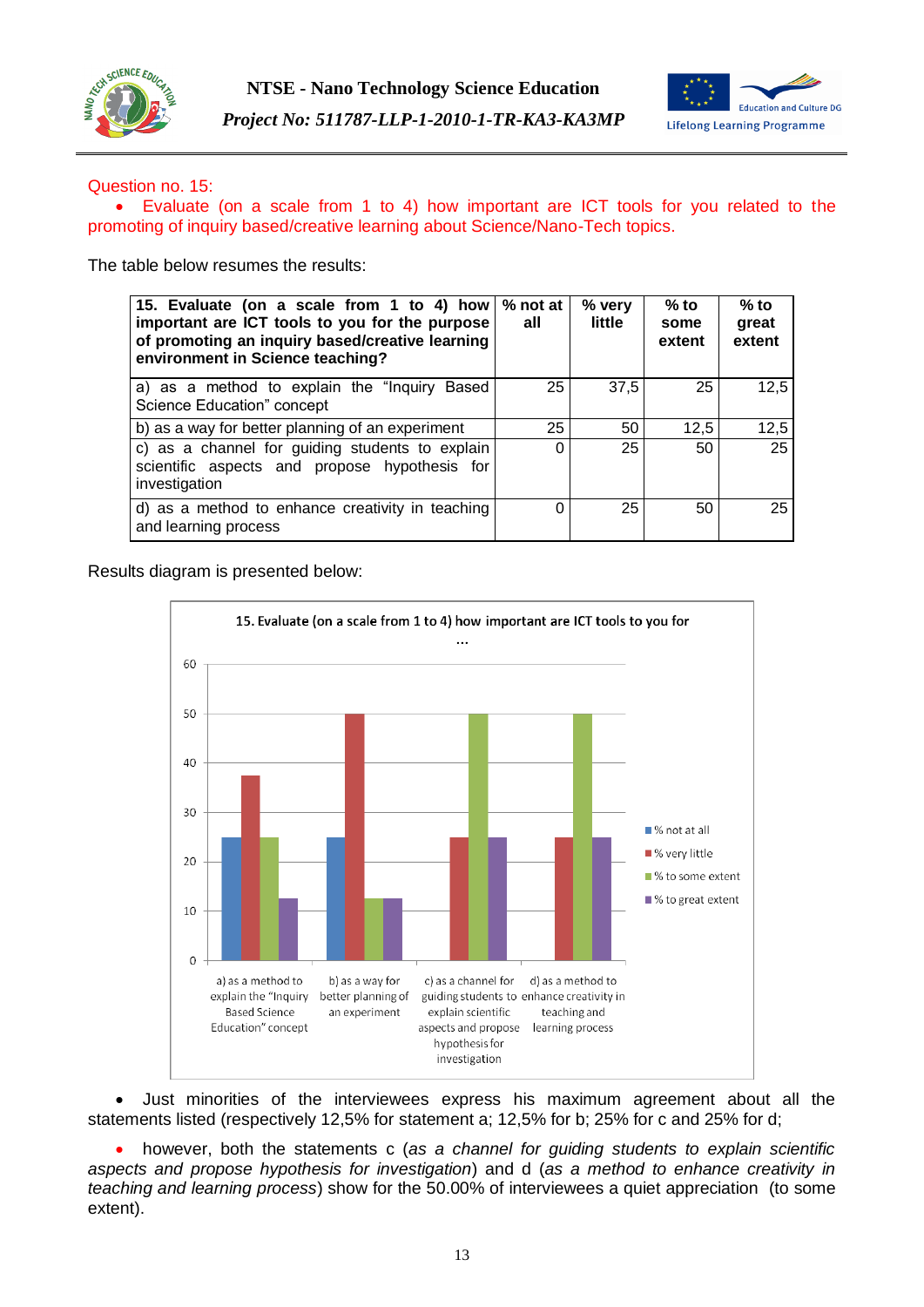Question no. 15:

- Evaluate (on a scale from 1 to 4) how important are ICT tools for you related to the promoting of inquiry based/creative learning about Science/Nano-Tech topics.

The table below resumes the results:

| **15. Evaluate (on a scale from 1 to 4) how important are ICT tools to you for the purpose of promoting an inquiry based/creative learning environment in Science teaching?** | **% not at all** | **% very little** | **% to some extent** | **% to great extent** |
|---|---|---|---|---|
| a) as a method to explain the “Inquiry Based Science Education” concept | 25 | 37,5 | 25 | 12,5 |
| b) as a way for better planning of an experiment | 25 | 50 | 12,5 | 12,5 |
| c) as a channel for guiding students to explain scientific aspects and propose hypothesis for investigation | 0 | 25 | 50 | 25 |
| d) as a method to enhance creativity in teaching and learning process | 0 | 25 | 50 | 25 |

Results diagram is presented below:

- Just minorities of the interviewees express his maximum agreement about all the statements listed (respectively 12,5% for statement a; 12,5% for b; 25% for c and 25% for d;
- however, both the statements c (*as a channel for guiding students to explain scientific aspects and propose hypothesis for investigation*) and d (*as a method to enhance creativity in teaching and learning process*) show for the 50.00% of interviewees a quiet appreciation (to some extent).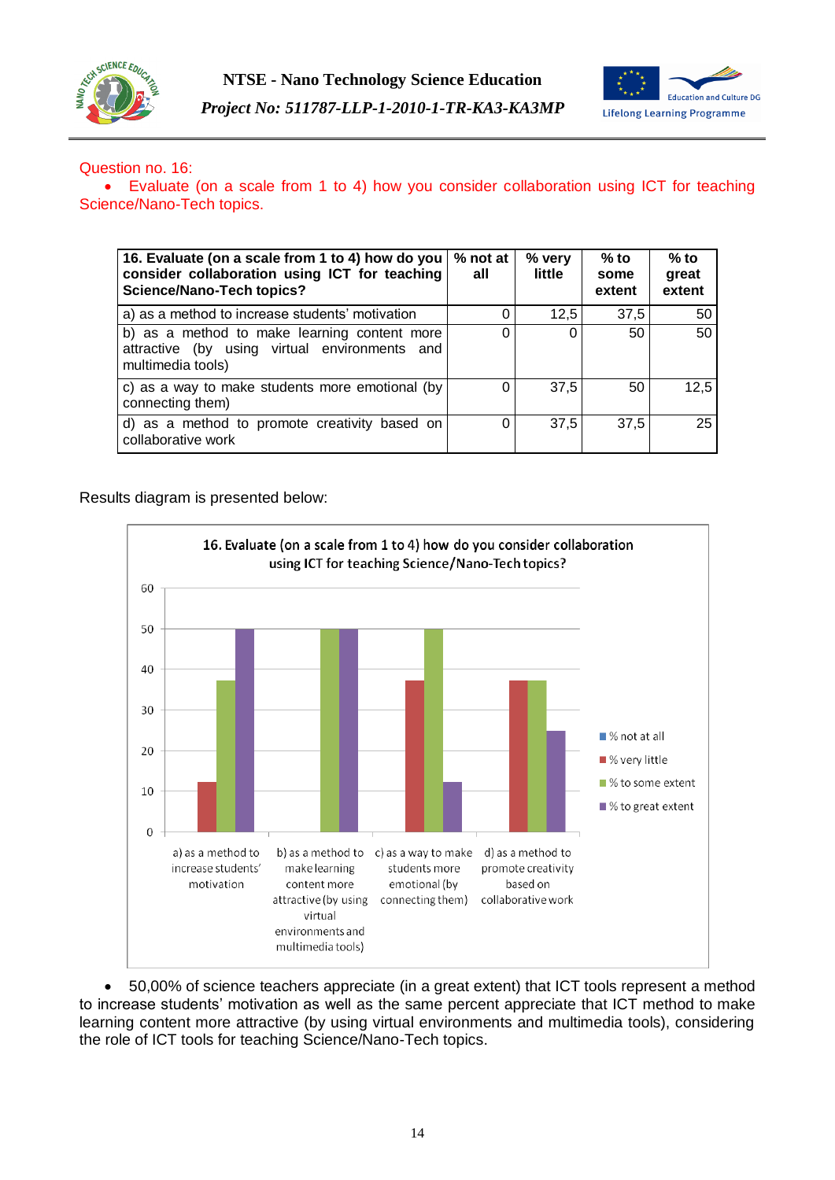Question no. 16:

- Evaluate (on a scale from 1 to 4) how you consider collaboration using ICT for teaching Science/Nano-Tech topics.

| 16. Evaluate (on a scale from 1 to 4) how do you consider collaboration using ICT for teaching Science/Nano-Tech topics? | % not at all | % very little | % to some extent | % to great extent |
|---|---|---|---|---|
| a) as a method to increase students' motivation | 0 | 12,5 | 37,5 | 50 |
| b) as a method to make learning content more attractive (by using virtual environments and multimedia tools) | 0 | 0 | 50 | 50 |
| c) as a way to make students more emotional (by connecting them) | 0 | 37,5 | 50 | 12,5 |
| d) as a method to promote creativity based on collaborative work | 0 | 37,5 | 37,5 | 25 |

Results diagram is presented below:

- 50,00% of science teachers appreciate (in a great extent) that ICT tools represent a method to increase students' motivation as well as the same percent appreciate that ICT method to make learning content more attractive (by using virtual environments and multimedia tools), considering the role of ICT tools for teaching Science/Nano-Tech topics.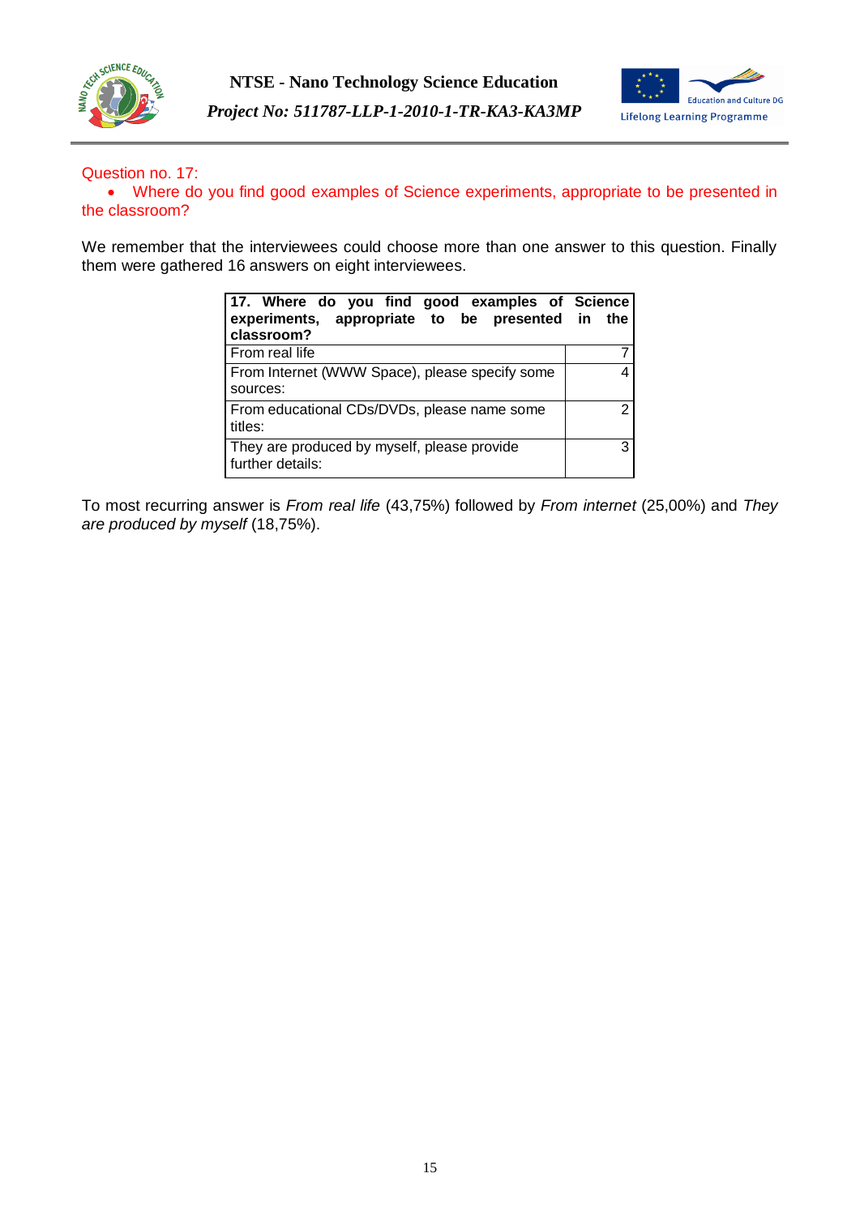Question no. 17:

- Where do you find good examples of Science experiments, appropriate to be presented in the classroom?

We remember that the interviewees could choose more than one answer to this question. Finally them were gathered 16 answers on eight interviewees.

| **17. Where do you find good examples of Science experiments, appropriate to be presented in the classroom?** | |
|---|---|
| From real life | 7 |
| From Internet (WWW Space), please specify some sources: | 4 |
| From educational CDs/DVDs, please name some titles: | 2 |
| They are produced by myself, please provide further details: | 3 |

To most recurring answer is *From real life* (43,75%) followed by *From internet* (25,00%) and *They are produced by myself* (18,75%).